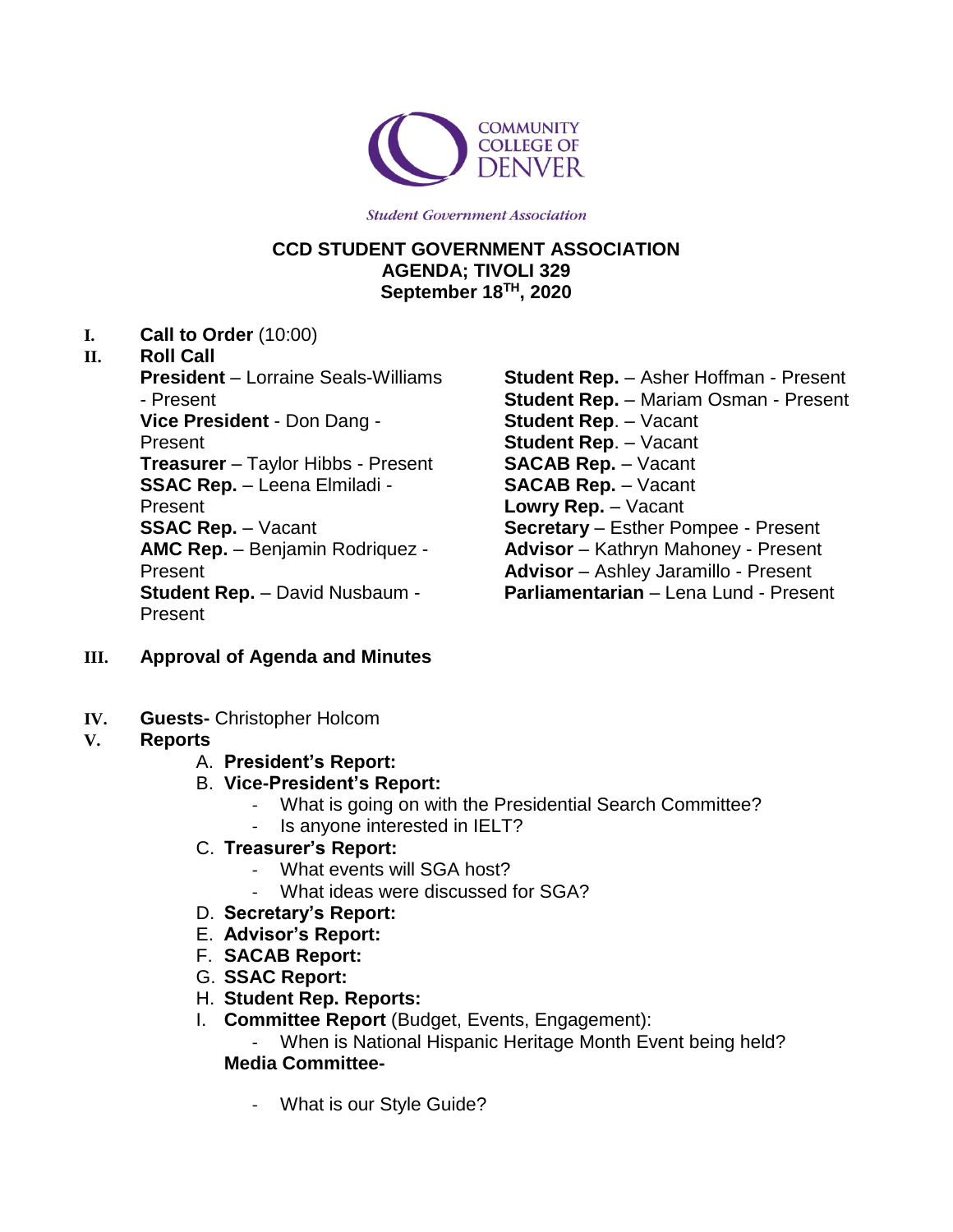*Student Government Association*

**CCD STUDENT GOVERNMENT ASSOCIATION**
**AGENDA; TIVOLI 329**
**September 18TH, 2020**

I. **Call to Order** (10:00)

II. **Roll Call**

**President** – Lorraine Seals-Williams - Present
**Vice President** - Don Dang - Present
**Treasurer** – Taylor Hibbs - Present
**SSAC Rep.** – Leena Elmiladi - Present
**SSAC Rep.** – Vacant
**AMC Rep.** – Benjamin Rodriquez - Present
**Student Rep.** – David Nusbaum - Present
**Student Rep.** – Asher Hoffman - Present
**Student Rep.** – Mariam Osman - Present
**Student Rep**. – Vacant
**Student Rep**. – Vacant
**SACAB Rep.** – Vacant
**SACAB Rep.** – Vacant
**Lowry Rep.** – Vacant
**Secretary** – Esther Pompee - Present
**Advisor** – Kathryn Mahoney - Present
**Advisor** – Ashley Jaramillo - Present
**Parliamentarian** – Lena Lund - Present

III. **Approval of Agenda and Minutes**

IV. **Guests-** Christopher Holcom

V. **Reports**

A. **President's Report:**

B. **Vice-President's Report:**
- What is going on with the Presidential Search Committee?
- Is anyone interested in IELT?

C. **Treasurer's Report:**
- What events will SGA host?
- What ideas were discussed for SGA?

D. **Secretary's Report:**

E. **Advisor's Report:**

F. **SACAB Report:**

G. **SSAC Report:**

H. **Student Rep. Reports:**

I. **Committee Report** (Budget, Events, Engagement):
- When is National Hispanic Heritage Month Event being held?

**Media Committee-**
- What is our Style Guide?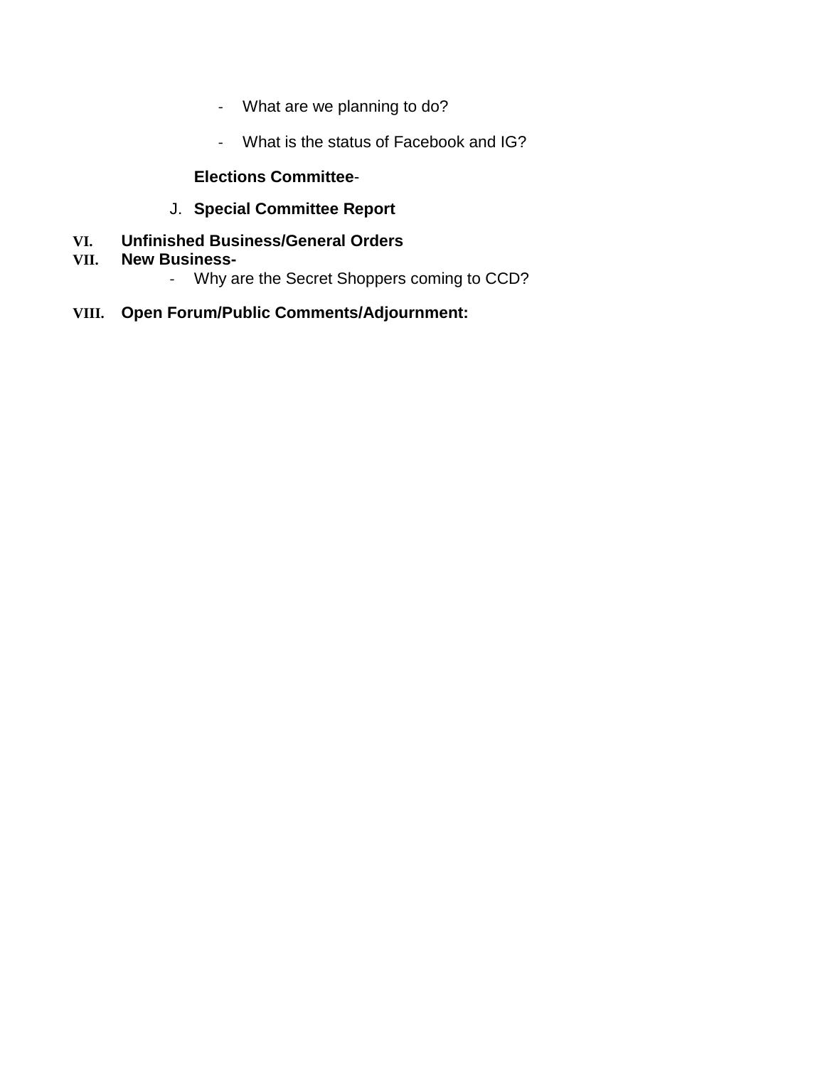- What are we planning to do?
- What is the status of Facebook and IG?

**Elections Committee**-

J. **Special Committee Report**

VI. **Unfinished Business/General Orders**

VII. **New Business-**
   - Why are the Secret Shoppers coming to CCD?

VIII. **Open Forum/Public Comments/Adjournment:**